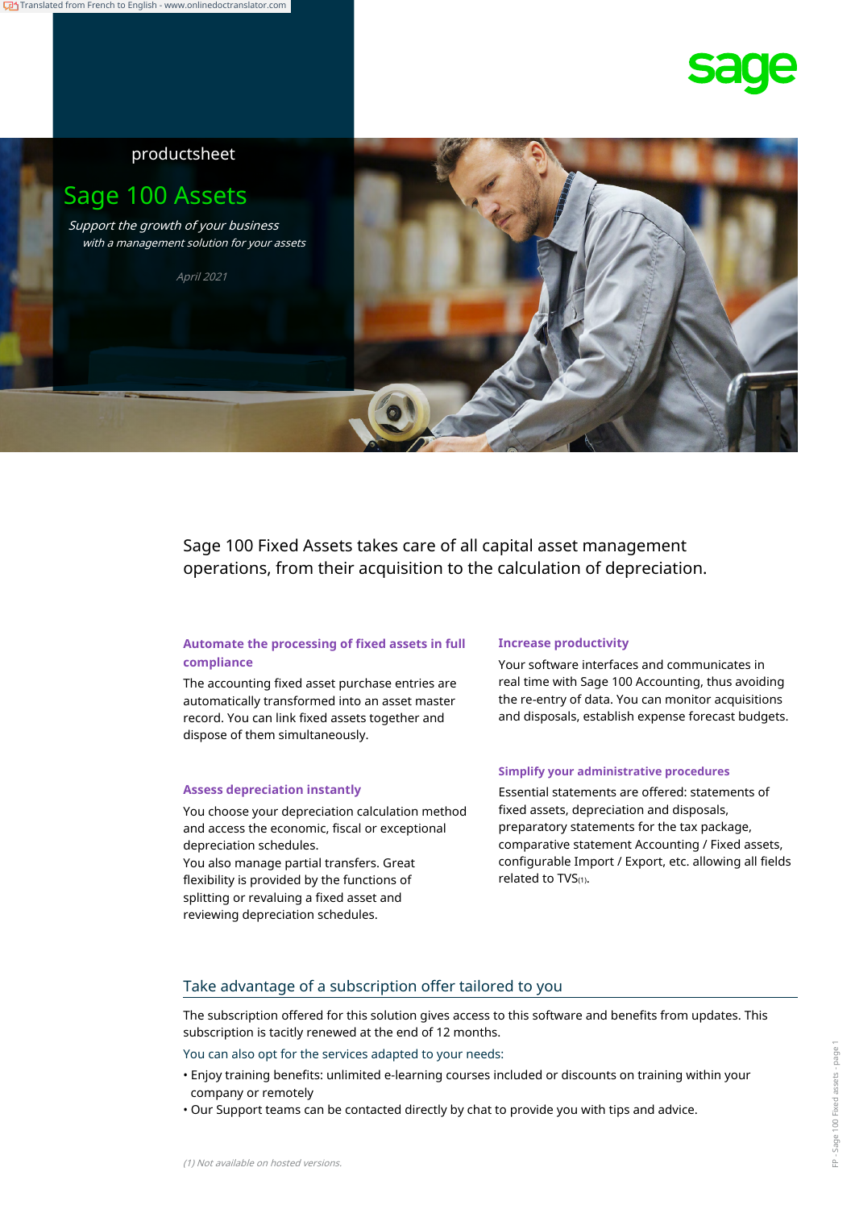productsheet

# Sage 100 Assets

*Support the growth of your business with a management solution for your assets*

*April 2021*

Sage 100 Fixed Assets takes care of all capital asset management operations, from their acquisition to the calculation of depreciation.

### Automate the processing of fixed assets in full compliance

The accounting fixed asset purchase entries are automatically transformed into an asset master record. You can link fixed assets together and dispose of them simultaneously.

### Assess depreciation instantly

You choose your depreciation calculation method and access the economic, fiscal or exceptional depreciation schedules.
You also manage partial transfers. Great flexibility is provided by the functions of splitting or revaluing a fixed asset and reviewing depreciation schedules.

### Increase productivity

Your software interfaces and communicates in real time with Sage 100 Accounting, thus avoiding the re-entry of data. You can monitor acquisitions and disposals, establish expense forecast budgets.

### Simplify your administrative procedures

Essential statements are offered: statements of fixed assets, depreciation and disposals, preparatory statements for the tax package, comparative statement Accounting / Fixed assets, configurable Import / Export, etc. allowing all fields related to TVS(1).

## Take advantage of a subscription offer tailored to you

The subscription offered for this solution gives access to this software and benefits from updates. This subscription is tacitly renewed at the end of 12 months.

You can also opt for the services adapted to your needs:

- Enjoy training benefits: unlimited e-learning courses included or discounts on training within your company or remotely
- Our Support teams can be contacted directly by chat to provide you with tips and advice.

*(1) Not available on hosted versions.*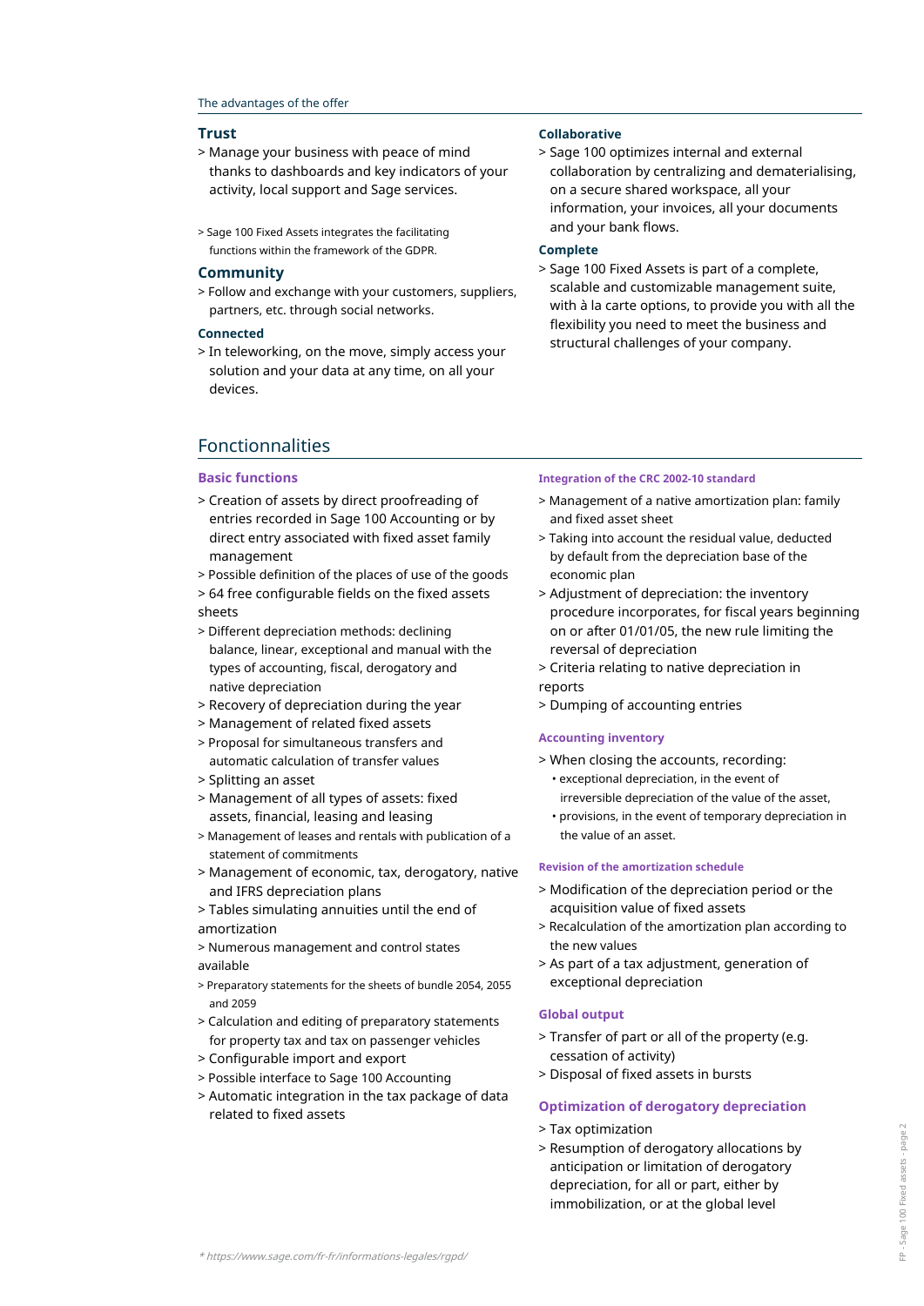The advantages of the offer

## Trust

> Manage your business with peace of mind thanks to dashboards and key indicators of your activity, local support and Sage services.

> Sage 100 Fixed Assets integrates the facilitating functions within the framework of the GDPR.

## Community

> Follow and exchange with your customers, suppliers, partners, etc. through social networks.

### Connected

> In teleworking, on the move, simply access your solution and your data at any time, on all your devices.

### Collaborative

> Sage 100 optimizes internal and external collaboration by centralizing and dematerialising, on a secure shared workspace, all your information, your invoices, all your documents and your bank flows.

### Complete

> Sage 100 Fixed Assets is part of a complete, scalable and customizable management suite, with à la carte options, to provide you with all the flexibility you need to meet the business and structural challenges of your company.

# Fonctionnalities

### Basic functions

> Creation of assets by direct proofreading of entries recorded in Sage 100 Accounting or by direct entry associated with fixed asset family management
> Possible definition of the places of use of the goods
> 64 free configurable fields on the fixed assets sheets
> Different depreciation methods: declining balance, linear, exceptional and manual with the types of accounting, fiscal, derogatory and native depreciation
> Recovery of depreciation during the year
> Management of related fixed assets
> Proposal for simultaneous transfers and automatic calculation of transfer values
> Splitting an asset
> Management of all types of assets: fixed assets, financial, leasing and leasing
> Management of leases and rentals with publication of a statement of commitments
> Management of economic, tax, derogatory, native and IFRS depreciation plans
> Tables simulating annuities until the end of amortization
> Numerous management and control states available
> Preparatory statements for the sheets of bundle 2054, 2055 and 2059
> Calculation and editing of preparatory statements for property tax and tax on passenger vehicles
> Configurable import and export
> Possible interface to Sage 100 Accounting
> Automatic integration in the tax package of data related to fixed assets

### Integration of the CRC 2002-10 standard

> Management of a native amortization plan: family and fixed asset sheet
> Taking into account the residual value, deducted by default from the depreciation base of the economic plan
> Adjustment of depreciation: the inventory procedure incorporates, for fiscal years beginning on or after 01/01/05, the new rule limiting the reversal of depreciation
> Criteria relating to native depreciation in reports
> Dumping of accounting entries

### Accounting inventory

> When closing the accounts, recording:
- exceptional depreciation, in the event of irreversible depreciation of the value of the asset,
- provisions, in the event of temporary depreciation in the value of an asset.

### Revision of the amortization schedule

> Modification of the depreciation period or the acquisition value of fixed assets
> Recalculation of the amortization plan according to the new values
> As part of a tax adjustment, generation of exceptional depreciation

### Global output

> Transfer of part or all of the property (e.g. cessation of activity)
> Disposal of fixed assets in bursts

### Optimization of derogatory depreciation

> Tax optimization
> Resumption of derogatory allocations by anticipation or limitation of derogatory depreciation, for all or part, either by immobilization, or at the global level

*\* https://www.sage.com/fr-fr/informations-legales/rgpd/*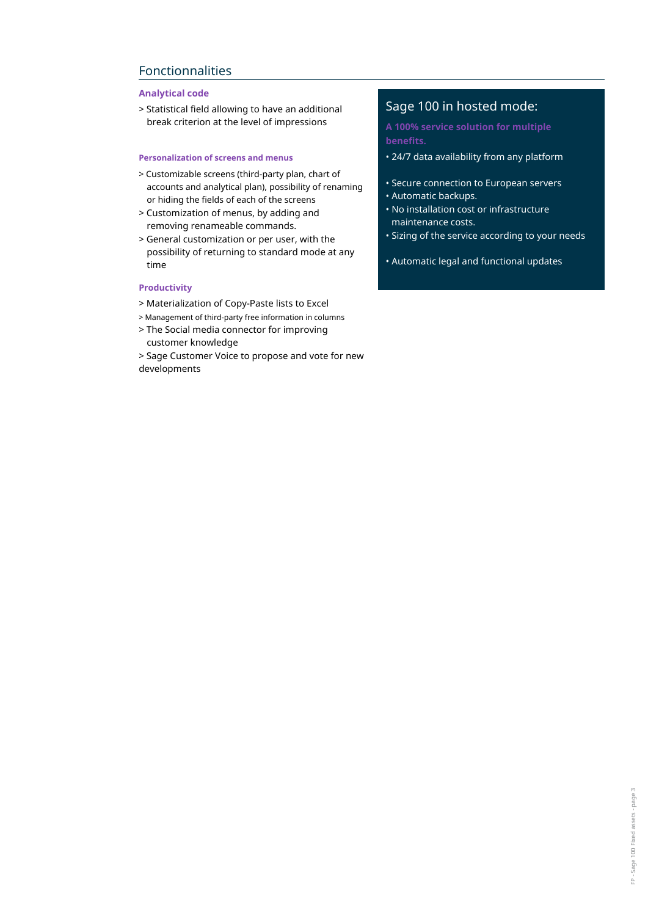## Fonctionnalities

### Analytical code

> Statistical field allowing to have an additional break criterion at the level of impressions

### Personalization of screens and menus

> Customizable screens (third-party plan, chart of accounts and analytical plan), possibility of renaming or hiding the fields of each of the screens

> Customization of menus, by adding and removing renameable commands.

> General customization or per user, with the possibility of returning to standard mode at any time

### Productivity

> Materialization of Copy-Paste lists to Excel

> Management of third-party free information in columns

> The Social media connector for improving customer knowledge

> Sage Customer Voice to propose and vote for new developments

## Sage 100 in hosted mode:

**A 100% service solution for multiple benefits.**

- 24/7 data availability from any platform
- Secure connection to European servers
- Automatic backups.
- No installation cost or infrastructure maintenance costs.
- Sizing of the service according to your needs
- Automatic legal and functional updates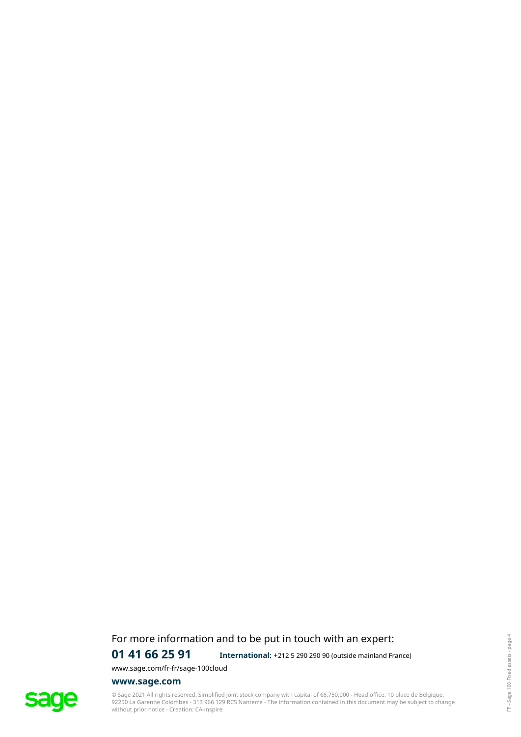For more information and to be put in touch with an expert:

**01 41 66 25 91** **International**: +212 5 290 290 90 (outside mainland France)

www.sage.com/fr-fr/sage-100cloud

**www.sage.com**

© Sage 2021 All rights reserved. Simplified joint stock company with capital of €6,750,000 - Head office: 10 place de Belgique, 92250 La Garenne Colombes - 313 966 129 RCS Nanterre - The information contained in this document may be subject to change without prior notice - Creation: CA-inspire